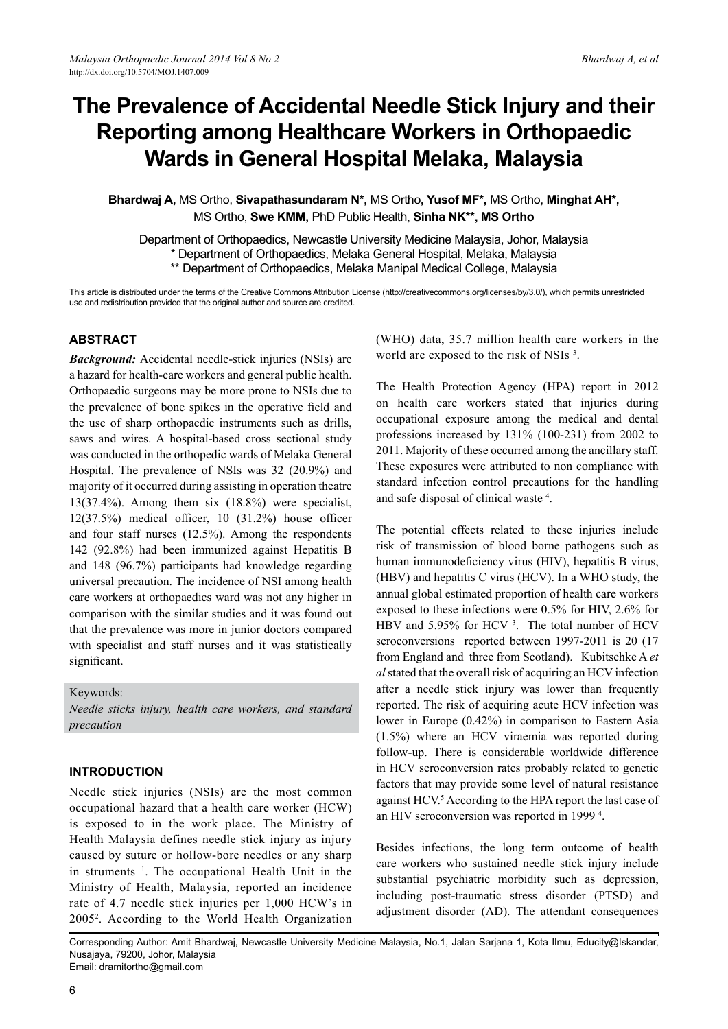# The Prevalence of Accidental Needle Stick Injury and their Reporting among Healthcare Workers in Orthopaedic Wards in General Hospital Melaka, Malaysia

**Bhardwaj A,** MS Ortho, **Sivapathasundaram N\*,** MS Ortho**, Yusof MF\*,** MS Ortho, **Minghat AH\*,** MS Ortho, **Swe KMM,** PhD Public Health, **Sinha NK\*\*, MS Ortho**

Department of Orthopaedics, Newcastle University Medicine Malaysia, Johor, Malaysia
\* Department of Orthopaedics, Melaka General Hospital, Melaka, Malaysia
\*\* Department of Orthopaedics, Melaka Manipal Medical College, Malaysia

This article is distributed under the terms of the Creative Commons Attribution License (http://creativecommons.org/licenses/by/3.0/), which permits unrestricted use and redistribution provided that the original author and source are credited.

## ABSTRACT

***Background:*** Accidental needle-stick injuries (NSIs) are a hazard for health-care workers and general public health. Orthopaedic surgeons may be more prone to NSIs due to the prevalence of bone spikes in the operative field and the use of sharp orthopaedic instruments such as drills, saws and wires. A hospital-based cross sectional study was conducted in the orthopedic wards of Melaka General Hospital. The prevalence of NSIs was 32 (20.9%) and majority of it occurred during assisting in operation theatre 13(37.4%). Among them six (18.8%) were specialist, 12(37.5%) medical officer, 10 (31.2%) house officer and four staff nurses (12.5%). Among the respondents 142 (92.8%) had been immunized against Hepatitis B and 148 (96.7%) participants had knowledge regarding universal precaution. The incidence of NSI among health care workers at orthopaedics ward was not any higher in comparison with the similar studies and it was found out that the prevalence was more in junior doctors compared with specialist and staff nurses and it was statistically significant.

Keywords:
*Needle sticks injury, health care workers, and standard precaution*

## INTRODUCTION

Needle stick injuries (NSIs) are the most common occupational hazard that a health care worker (HCW) is exposed to in the work place. The Ministry of Health Malaysia defines needle stick injury as injury caused by suture or hollow-bore needles or any sharp in struments [1]. The occupational Health Unit in the Ministry of Health, Malaysia, reported an incidence rate of 4.7 needle stick injuries per 1,000 HCW's in 2005[2]. According to the World Health Organization (WHO) data, 35.7 million health care workers in the world are exposed to the risk of NSIs [3].

The Health Protection Agency (HPA) report in 2012 on health care workers stated that injuries during occupational exposure among the medical and dental professions increased by 131% (100-231) from 2002 to 2011. Majority of these occurred among the ancillary staff. These exposures were attributed to non compliance with standard infection control precautions for the handling and safe disposal of clinical waste [4].

The potential effects related to these injuries include risk of transmission of blood borne pathogens such as human immunodeficiency virus (HIV), hepatitis B virus, (HBV) and hepatitis C virus (HCV). In a WHO study, the annual global estimated proportion of health care workers exposed to these infections were 0.5% for HIV, 2.6% for HBV and 5.95% for HCV [3]. The total number of HCV seroconversions reported between 1997-2011 is 20 (17 from England and three from Scotland). Kubitschke A *et al* stated that the overall risk of acquiring an HCV infection after a needle stick injury was lower than frequently reported. The risk of acquiring acute HCV infection was lower in Europe (0.42%) in comparison to Eastern Asia (1.5%) where an HCV viraemia was reported during follow-up. There is considerable worldwide difference in HCV seroconversion rates probably related to genetic factors that may provide some level of natural resistance against HCV.[5] According to the HPA report the last case of an HIV seroconversion was reported in 1999 [4].

Besides infections, the long term outcome of health care workers who sustained needle stick injury include substantial psychiatric morbidity such as depression, including post-traumatic stress disorder (PTSD) and adjustment disorder (AD). The attendant consequences

Corresponding Author: Amit Bhardwaj, Newcastle University Medicine Malaysia, No.1, Jalan Sarjana 1, Kota Ilmu, Educity@Iskandar, Nusajaya, 79200, Johor, Malaysia
Email: dramitortho@gmail.com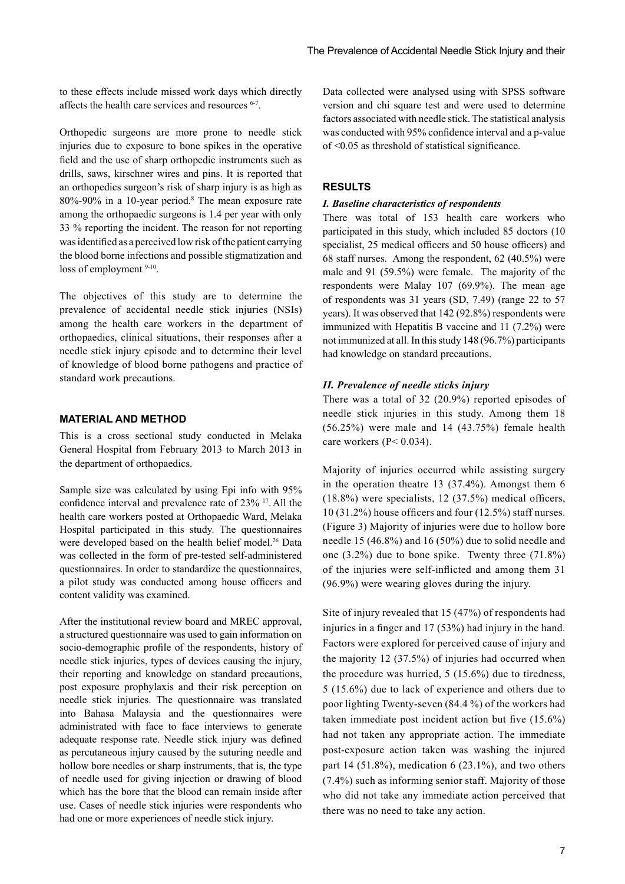to these effects include missed work days which directly affects the health care services and resources [6-7].

Orthopedic surgeons are more prone to needle stick injuries due to exposure to bone spikes in the operative field and the use of sharp orthopedic instruments such as drills, saws, kirschner wires and pins. It is reported that an orthopedics surgeon's risk of sharp injury is as high as 80%-90% in a 10-year period.[8] The mean exposure rate among the orthopaedic surgeons is 1.4 per year with only 33 % reporting the incident. The reason for not reporting was identified as a perceived low risk of the patient carrying the blood borne infections and possible stigmatization and loss of employment [9-10].

The objectives of this study are to determine the prevalence of accidental needle stick injuries (NSIs) among the health care workers in the department of orthopaedics, clinical situations, their responses after a needle stick injury episode and to determine their level of knowledge of blood borne pathogens and practice of standard work precautions.

## MATERIAL AND METHOD

This is a cross sectional study conducted in Melaka General Hospital from February 2013 to March 2013 in the department of orthopaedics.

Sample size was calculated by using Epi info with 95% confidence interval and prevalence rate of 23% [17]. All the health care workers posted at Orthopaedic Ward, Melaka Hospital participated in this study. The questionnaires were developed based on the health belief model.[26] Data was collected in the form of pre-tested self-administered questionnaires. In order to standardize the questionnaires, a pilot study was conducted among house officers and content validity was examined.

After the institutional review board and MREC approval, a structured questionnaire was used to gain information on socio-demographic profile of the respondents, history of needle stick injuries, types of devices causing the injury, their reporting and knowledge on standard precautions, post exposure prophylaxis and their risk perception on needle stick injuries. The questionnaire was translated into Bahasa Malaysia and the questionnaires were administrated with face to face interviews to generate adequate response rate. Needle stick injury was defined as percutaneous injury caused by the suturing needle and hollow bore needles or sharp instruments, that is, the type of needle used for giving injection or drawing of blood which has the bore that the blood can remain inside after use. Cases of needle stick injuries were respondents who had one or more experiences of needle stick injury.

Data collected were analysed using with SPSS software version and chi square test and were used to determine factors associated with needle stick. The statistical analysis was conducted with 95% confidence interval and a p-value of <0.05 as threshold of statistical significance.

## RESULTS

### *I. Baseline characteristics of respondents*

There was total of 153 health care workers who participated in this study, which included 85 doctors (10 specialist, 25 medical officers and 50 house officers) and 68 staff nurses. Among the respondent, 62 (40.5%) were male and 91 (59.5%) were female. The majority of the respondents were Malay 107 (69.9%). The mean age of respondents was 31 years (SD, 7.49) (range 22 to 57 years). It was observed that 142 (92.8%) respondents were immunized with Hepatitis B vaccine and 11 (7.2%) were not immunized at all. In this study 148 (96.7%) participants had knowledge on standard precautions.

### *II. Prevalence of needle sticks injury*

There was a total of 32 (20.9%) reported episodes of needle stick injuries in this study. Among them 18 (56.25%) were male and 14 (43.75%) female health care workers ($P < 0.034$).

Majority of injuries occurred while assisting surgery in the operation theatre 13 (37.4%). Amongst them 6 (18.8%) were specialists, 12 (37.5%) medical officers, 10 (31.2%) house officers and four (12.5%) staff nurses. (Figure 3) Majority of injuries were due to hollow bore needle 15 (46.8%) and 16 (50%) due to solid needle and one (3.2%) due to bone spike. Twenty three (71.8%) of the injuries were self-inflicted and among them 31 (96.9%) were wearing gloves during the injury.

Site of injury revealed that 15 (47%) of respondents had injuries in a finger and 17 (53%) had injury in the hand. Factors were explored for perceived cause of injury and the majority 12 (37.5%) of injuries had occurred when the procedure was hurried, 5 (15.6%) due to tiredness, 5 (15.6%) due to lack of experience and others due to poor lighting Twenty-seven (84.4 %) of the workers had taken immediate post incident action but five (15.6%) had not taken any appropriate action. The immediate post-exposure action taken was washing the injured part 14 (51.8%), medication 6 (23.1%), and two others (7.4%) such as informing senior staff. Majority of those who did not take any immediate action perceived that there was no need to take any action.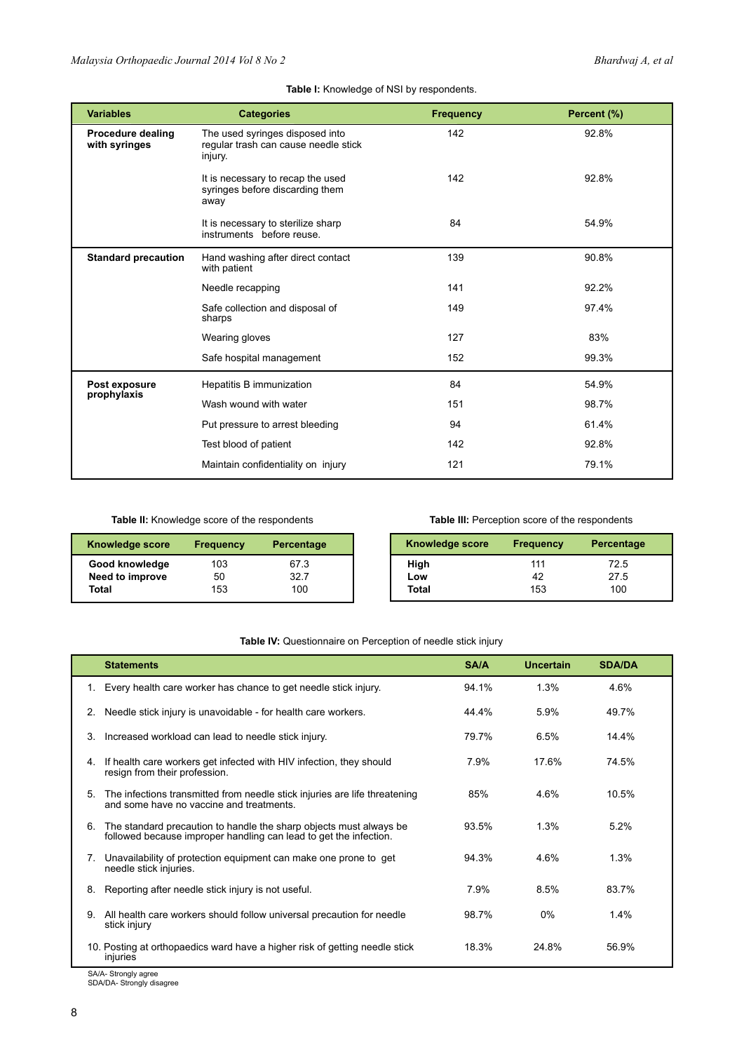**Table I:** Knowledge of NSI by respondents.

| Variables | Categories | Frequency | Percent (%) |
|---|---|---|---|
| **Procedure dealing with syringes** | The used syringes disposed into regular trash can cause needle stick injury. | 142 | 92.8% |
| | It is necessary to recap the used syringes before discarding them away | 142 | 92.8% |
| | It is necessary to sterilize sharp instruments before reuse. | 84 | 54.9% |
| **Standard precaution** | Hand washing after direct contact with patient | 139 | 90.8% |
| | Needle recapping | 141 | 92.2% |
| | Safe collection and disposal of sharps | 149 | 97.4% |
| | Wearing gloves | 127 | 83% |
| | Safe hospital management | 152 | 99.3% |
| **Post exposure prophylaxis** | Hepatitis B immunization | 84 | 54.9% |
| | Wash wound with water | 151 | 98.7% |
| | Put pressure to arrest bleeding | 94 | 61.4% |
| | Test blood of patient | 142 | 92.8% |
| | Maintain confidentiality on injury | 121 | 79.1% |

**Table II:** Knowledge score of the respondents

| Knowledge score | Frequency | Percentage |
|---|---|---|
| **Good knowledge** | 103 | 67.3 |
| **Need to improve** | 50 | 32.7 |
| **Total** | 153 | 100 |

**Table III:** Perception score of the respondents

| Knowledge score | Frequency | Percentage |
|---|---|---|
| **High** | 111 | 72.5 |
| **Low** | 42 | 27.5 |
| **Total** | 153 | 100 |

**Table IV:** Questionnaire on Perception of needle stick injury

| Statements | SA/A | Uncertain | SDA/DA |
|---|---|---|---|
| 1. Every health care worker has chance to get needle stick injury. | 94.1% | 1.3% | 4.6% |
| 2. Needle stick injury is unavoidable - for health care workers. | 44.4% | 5.9% | 49.7% |
| 3. Increased workload can lead to needle stick injury. | 79.7% | 6.5% | 14.4% |
| 4. If health care workers get infected with HIV infection, they should resign from their profession. | 7.9% | 17.6% | 74.5% |
| 5. The infections transmitted from needle stick injuries are life threatening and some have no vaccine and treatments. | 85% | 4.6% | 10.5% |
| 6. The standard precaution to handle the sharp objects must always be followed because improper handling can lead to get the infection. | 93.5% | 1.3% | 5.2% |
| 7. Unavailability of protection equipment can make one prone to get needle stick injuries. | 94.3% | 4.6% | 1.3% |
| 8. Reporting after needle stick injury is not useful. | 7.9% | 8.5% | 83.7% |
| 9. All health care workers should follow universal precaution for needle stick injury | 98.7% | 0% | 1.4% |
| 10. Posting at orthopaedics ward have a higher risk of getting needle stick injuries | 18.3% | 24.8% | 56.9% |

SA/A- Strongly agree
SDA/DA- Strongly disagree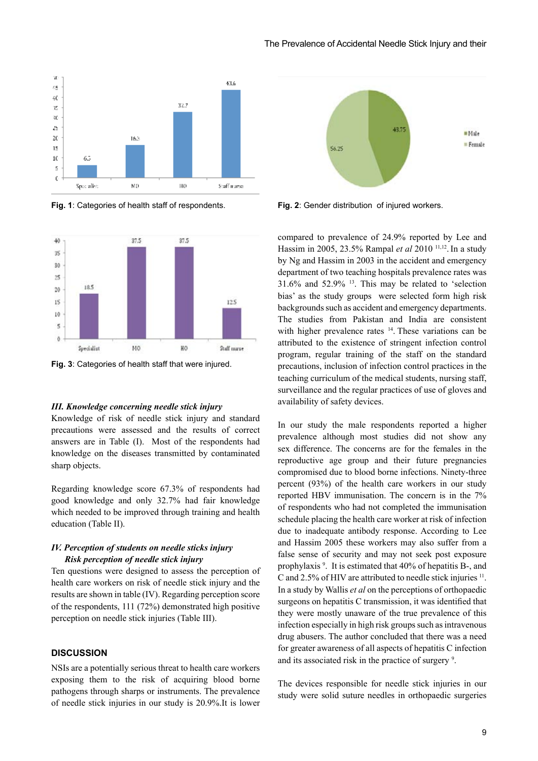Fig. 1: Categories of health staff of respondents.

Fig. 2: Gender distribution of injured workers.

Fig. 3: Categories of health staff that were injured.

### III. Knowledge concerning needle stick injury

Knowledge of risk of needle stick injury and standard precautions were assessed and the results of correct answers are in Table (I). Most of the respondents had knowledge on the diseases transmitted by contaminated sharp objects.

Regarding knowledge score 67.3% of respondents had good knowledge and only 32.7% had fair knowledge which needed to be improved through training and health education (Table II).

### IV. Perception of students on needle sticks injury

#### Risk perception of needle stick injury

Ten questions were designed to assess the perception of health care workers on risk of needle stick injury and the results are shown in table (IV). Regarding perception score of the respondents, 111 (72%) demonstrated high positive perception on needle stick injuries (Table III).

## DISCUSSION

NSIs are a potentially serious threat to health care workers exposing them to the risk of acquiring blood borne pathogens through sharps or instruments. The prevalence of needle stick injuries in our study is 20.9%.It is lower compared to prevalence of 24.9% reported by Lee and Hassim in 2005, 23.5% Rampal *et al* 2010 [11,12]. In a study by Ng and Hassim in 2003 in the accident and emergency department of two teaching hospitals prevalence rates was 31.6% and 52.9% [13]. This may be related to 'selection bias' as the study groups were selected form high risk backgrounds such as accident and emergency departments. The studies from Pakistan and India are consistent with higher prevalence rates [14]. These variations can be attributed to the existence of stringent infection control program, regular training of the staff on the standard precautions, inclusion of infection control practices in the teaching curriculum of the medical students, nursing staff, surveillance and the regular practices of use of gloves and availability of safety devices.

In our study the male respondents reported a higher prevalence although most studies did not show any sex difference. The concerns are for the females in the reproductive age group and their future pregnancies compromised due to blood borne infections. Ninety-three percent (93%) of the health care workers in our study reported HBV immunisation. The concern is in the 7% of respondents who had not completed the immunisation schedule placing the health care worker at risk of infection due to inadequate antibody response. According to Lee and Hassim 2005 these workers may also suffer from a false sense of security and may not seek post exposure prophylaxis [9]. It is estimated that 40% of hepatitis B-, and C and 2.5% of HIV are attributed to needle stick injuries [11]. In a study by Wallis *et al* on the perceptions of orthopaedic surgeons on hepatitis C transmission, it was identified that they were mostly unaware of the true prevalence of this infection especially in high risk groups such as intravenous drug abusers. The author concluded that there was a need for greater awareness of all aspects of hepatitis C infection and its associated risk in the practice of surgery [9].

The devices responsible for needle stick injuries in our study were solid suture needles in orthopaedic surgeries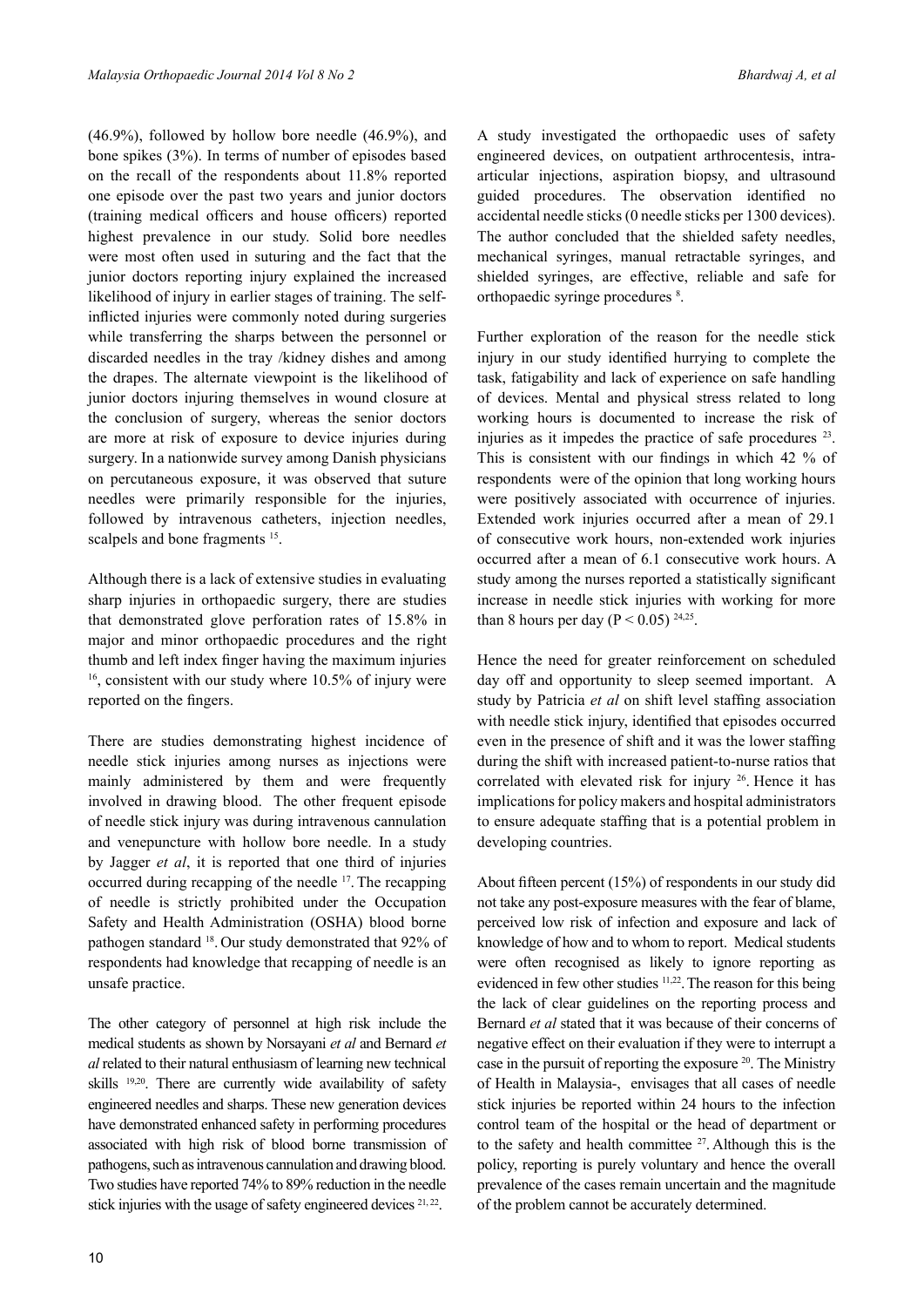(46.9%), followed by hollow bore needle (46.9%), and bone spikes (3%). In terms of number of episodes based on the recall of the respondents about 11.8% reported one episode over the past two years and junior doctors (training medical officers and house officers) reported highest prevalence in our study. Solid bore needles were most often used in suturing and the fact that the junior doctors reporting injury explained the increased likelihood of injury in earlier stages of training. The self-inflicted injuries were commonly noted during surgeries while transferring the sharps between the personnel or discarded needles in the tray /kidney dishes and among the drapes. The alternate viewpoint is the likelihood of junior doctors injuring themselves in wound closure at the conclusion of surgery, whereas the senior doctors are more at risk of exposure to device injuries during surgery. In a nationwide survey among Danish physicians on percutaneous exposure, it was observed that suture needles were primarily responsible for the injuries, followed by intravenous catheters, injection needles, scalpels and bone fragments [15].

Although there is a lack of extensive studies in evaluating sharp injuries in orthopaedic surgery, there are studies that demonstrated glove perforation rates of 15.8% in major and minor orthopaedic procedures and the right thumb and left index finger having the maximum injuries [16], consistent with our study where 10.5% of injury were reported on the fingers.

There are studies demonstrating highest incidence of needle stick injuries among nurses as injections were mainly administered by them and were frequently involved in drawing blood. The other frequent episode of needle stick injury was during intravenous cannulation and venepuncture with hollow bore needle. In a study by Jagger *et al*, it is reported that one third of injuries occurred during recapping of the needle [17]. The recapping of needle is strictly prohibited under the Occupation Safety and Health Administration (OSHA) blood borne pathogen standard [18]. Our study demonstrated that 92% of respondents had knowledge that recapping of needle is an unsafe practice.

The other category of personnel at high risk include the medical students as shown by Norsayani *et al* and Bernard *et al* related to their natural enthusiasm of learning new technical skills [19,20]. There are currently wide availability of safety engineered needles and sharps. These new generation devices have demonstrated enhanced safety in performing procedures associated with high risk of blood borne transmission of pathogens, such as intravenous cannulation and drawing blood. Two studies have reported 74% to 89% reduction in the needle stick injuries with the usage of safety engineered devices [21, 22].

A study investigated the orthopaedic uses of safety engineered devices, on outpatient arthrocentesis, intra-articular injections, aspiration biopsy, and ultrasound guided procedures. The observation identified no accidental needle sticks (0 needle sticks per 1300 devices). The author concluded that the shielded safety needles, mechanical syringes, manual retractable syringes, and shielded syringes, are effective, reliable and safe for orthopaedic syringe procedures [8].

Further exploration of the reason for the needle stick injury in our study identified hurrying to complete the task, fatigability and lack of experience on safe handling of devices. Mental and physical stress related to long working hours is documented to increase the risk of injuries as it impedes the practice of safe procedures [23]. This is consistent with our findings in which 42 % of respondents were of the opinion that long working hours were positively associated with occurrence of injuries. Extended work injuries occurred after a mean of 29.1 of consecutive work hours, non-extended work injuries occurred after a mean of 6.1 consecutive work hours. A study among the nurses reported a statistically significant increase in needle stick injuries with working for more than 8 hours per day ($P < 0.05$) [24,25].

Hence the need for greater reinforcement on scheduled day off and opportunity to sleep seemed important. A study by Patricia *et al* on shift level staffing association with needle stick injury, identified that episodes occurred even in the presence of shift and it was the lower staffing during the shift with increased patient-to-nurse ratios that correlated with elevated risk for injury [26]. Hence it has implications for policy makers and hospital administrators to ensure adequate staffing that is a potential problem in developing countries.

About fifteen percent (15%) of respondents in our study did not take any post-exposure measures with the fear of blame, perceived low risk of infection and exposure and lack of knowledge of how and to whom to report. Medical students were often recognised as likely to ignore reporting as evidenced in few other studies [11,22]. The reason for this being the lack of clear guidelines on the reporting process and Bernard *et al* stated that it was because of their concerns of negative effect on their evaluation if they were to interrupt a case in the pursuit of reporting the exposure [20]. The Ministry of Health in Malaysia-, envisages that all cases of needle stick injuries be reported within 24 hours to the infection control team of the hospital or the head of department or to the safety and health committee [27]. Although this is the policy, reporting is purely voluntary and hence the overall prevalence of the cases remain uncertain and the magnitude of the problem cannot be accurately determined.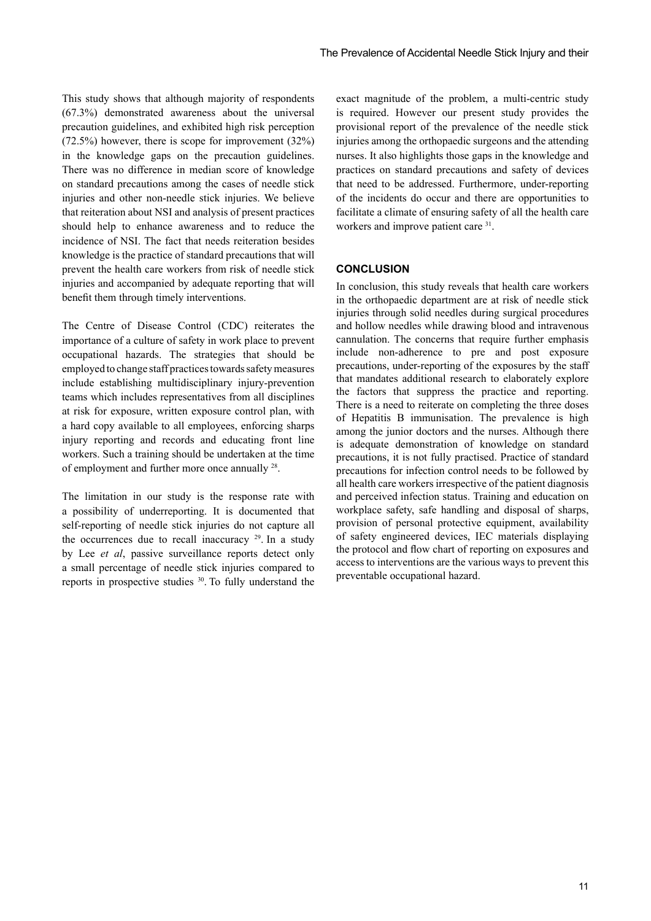This study shows that although majority of respondents (67.3%) demonstrated awareness about the universal precaution guidelines, and exhibited high risk perception (72.5%) however, there is scope for improvement (32%) in the knowledge gaps on the precaution guidelines. There was no difference in median score of knowledge on standard precautions among the cases of needle stick injuries and other non-needle stick injuries. We believe that reiteration about NSI and analysis of present practices should help to enhance awareness and to reduce the incidence of NSI. The fact that needs reiteration besides knowledge is the practice of standard precautions that will prevent the health care workers from risk of needle stick injuries and accompanied by adequate reporting that will benefit them through timely interventions.

The Centre of Disease Control (CDC) reiterates the importance of a culture of safety in work place to prevent occupational hazards. The strategies that should be employed to change staff practices towards safety measures include establishing multidisciplinary injury-prevention teams which includes representatives from all disciplines at risk for exposure, written exposure control plan, with a hard copy available to all employees, enforcing sharps injury reporting and records and educating front line workers. Such a training should be undertaken at the time of employment and further more once annually [28].

The limitation in our study is the response rate with a possibility of underreporting. It is documented that self-reporting of needle stick injuries do not capture all the occurrences due to recall inaccuracy [29]. In a study by Lee *et al*, passive surveillance reports detect only a small percentage of needle stick injuries compared to reports in prospective studies [30]. To fully understand the exact magnitude of the problem, a multi-centric study is required. However our present study provides the provisional report of the prevalence of the needle stick injuries among the orthopaedic surgeons and the attending nurses. It also highlights those gaps in the knowledge and practices on standard precautions and safety of devices that need to be addressed. Furthermore, under-reporting of the incidents do occur and there are opportunities to facilitate a climate of ensuring safety of all the health care workers and improve patient care [31].

## CONCLUSION

In conclusion, this study reveals that health care workers in the orthopaedic department are at risk of needle stick injuries through solid needles during surgical procedures and hollow needles while drawing blood and intravenous cannulation. The concerns that require further emphasis include non-adherence to pre and post exposure precautions, under-reporting of the exposures by the staff that mandates additional research to elaborately explore the factors that suppress the practice and reporting. There is a need to reiterate on completing the three doses of Hepatitis B immunisation. The prevalence is high among the junior doctors and the nurses. Although there is adequate demonstration of knowledge on standard precautions, it is not fully practised. Practice of standard precautions for infection control needs to be followed by all health care workers irrespective of the patient diagnosis and perceived infection status. Training and education on workplace safety, safe handling and disposal of sharps, provision of personal protective equipment, availability of safety engineered devices, IEC materials displaying the protocol and flow chart of reporting on exposures and access to interventions are the various ways to prevent this preventable occupational hazard.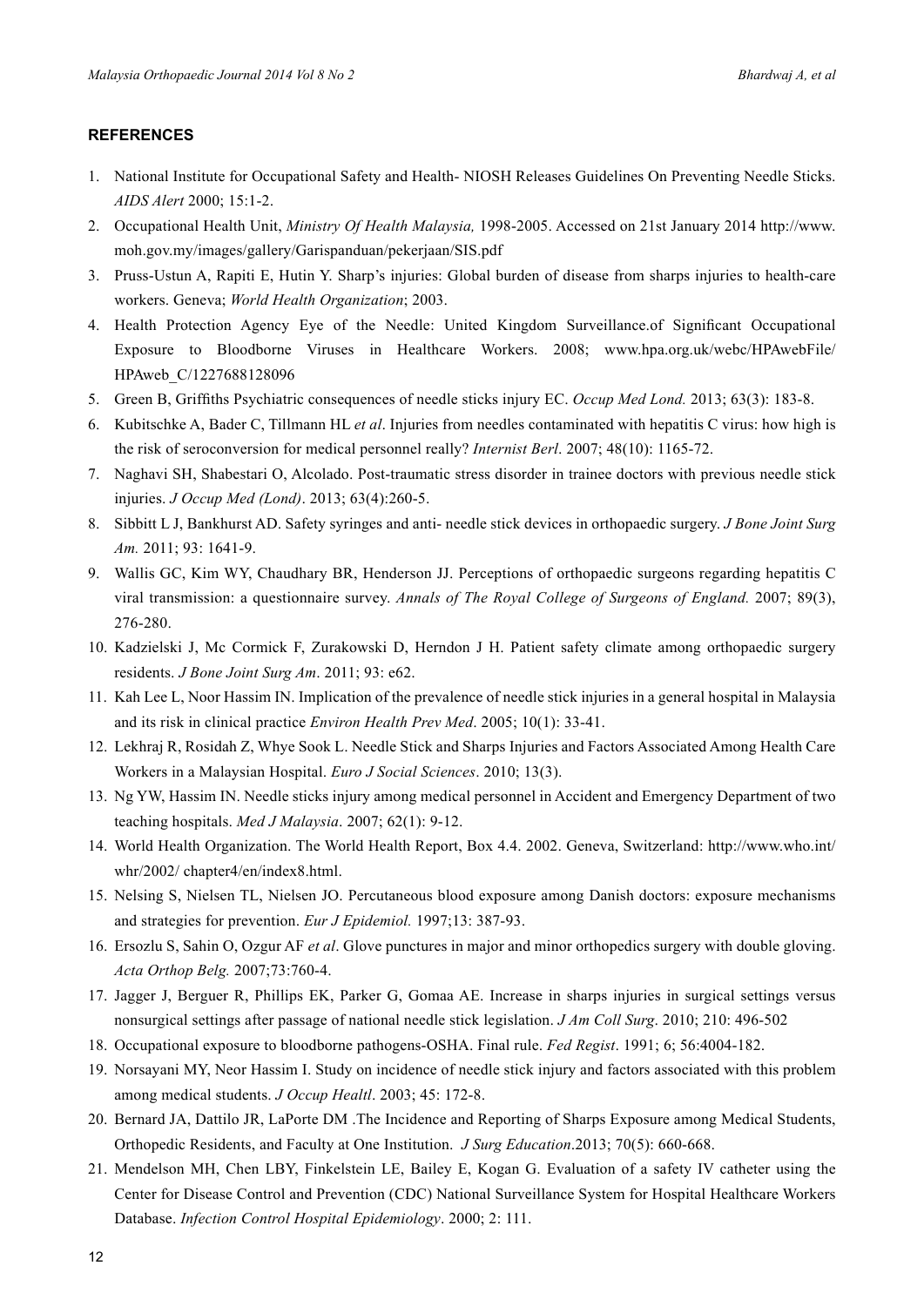## REFERENCES

1. National Institute for Occupational Safety and Health- NIOSH Releases Guidelines On Preventing Needle Sticks. *AIDS Alert* 2000; 15:1-2.
2. Occupational Health Unit, *Ministry Of Health Malaysia,* 1998-2005. Accessed on 21st January 2014 http://www.moh.gov.my/images/gallery/Garispanduan/pekerjaan/SIS.pdf
3. Pruss-Ustun A, Rapiti E, Hutin Y. Sharp's injuries: Global burden of disease from sharps injuries to health-care workers. Geneva; *World Health Organization*; 2003.
4. Health Protection Agency Eye of the Needle: United Kingdom Surveillance.of Significant Occupational Exposure to Bloodborne Viruses in Healthcare Workers. 2008; www.hpa.org.uk/webc/HPAwebFile/HPAweb_C/1227688128096
5. Green B, Griffiths Psychiatric consequences of needle sticks injury EC. *Occup Med Lond.* 2013; 63(3): 183-8.
6. Kubitschke A, Bader C, Tillmann HL *et al*. Injuries from needles contaminated with hepatitis C virus: how high is the risk of seroconversion for medical personnel really? *Internist Berl*. 2007; 48(10): 1165-72.
7. Naghavi SH, Shabestari O, Alcolado. Post-traumatic stress disorder in trainee doctors with previous needle stick injuries. *J Occup Med (Lond)*. 2013; 63(4):260-5.
8. Sibbitt L J, Bankhurst AD. Safety syringes and anti- needle stick devices in orthopaedic surgery. *J Bone Joint Surg Am.* 2011; 93: 1641-9.
9. Wallis GC, Kim WY, Chaudhary BR, Henderson JJ. Perceptions of orthopaedic surgeons regarding hepatitis C viral transmission: a questionnaire survey. *Annals of The Royal College of Surgeons of England.* 2007; 89(3), 276-280.
10. Kadzielski J, Mc Cormick F, Zurakowski D, Herndon J H. Patient safety climate among orthopaedic surgery residents. *J Bone Joint Surg Am*. 2011; 93: e62.
11. Kah Lee L, Noor Hassim IN. Implication of the prevalence of needle stick injuries in a general hospital in Malaysia and its risk in clinical practice *Environ Health Prev Med*. 2005; 10(1): 33-41.
12. Lekhraj R, Rosidah Z, Whye Sook L. Needle Stick and Sharps Injuries and Factors Associated Among Health Care Workers in a Malaysian Hospital. *Euro J Social Sciences*. 2010; 13(3).
13. Ng YW, Hassim IN. Needle sticks injury among medical personnel in Accident and Emergency Department of two teaching hospitals. *Med J Malaysia*. 2007; 62(1): 9-12.
14. World Health Organization. The World Health Report, Box 4.4. 2002. Geneva, Switzerland: http://www.who.int/whr/2002/ chapter4/en/index8.html.
15. Nelsing S, Nielsen TL, Nielsen JO. Percutaneous blood exposure among Danish doctors: exposure mechanisms and strategies for prevention. *Eur J Epidemiol.* 1997;13: 387-93.
16. Ersozlu S, Sahin O, Ozgur AF *et al*. Glove punctures in major and minor orthopedics surgery with double gloving. *Acta Orthop Belg.* 2007;73:760-4.
17. Jagger J, Berguer R, Phillips EK, Parker G, Gomaa AE. Increase in sharps injuries in surgical settings versus nonsurgical settings after passage of national needle stick legislation. *J Am Coll Surg*. 2010; 210: 496-502
18. Occupational exposure to bloodborne pathogens-OSHA. Final rule. *Fed Regist*. 1991; 6; 56:4004-182.
19. Norsayani MY, Neor Hassim I. Study on incidence of needle stick injury and factors associated with this problem among medical students. *J Occup Healtl*. 2003; 45: 172-8.
20. Bernard JA, Dattilo JR, LaPorte DM .The Incidence and Reporting of Sharps Exposure among Medical Students, Orthopedic Residents, and Faculty at One Institution. *J Surg Education*.2013; 70(5): 660-668.
21. Mendelson MH, Chen LBY, Finkelstein LE, Bailey E, Kogan G. Evaluation of a safety IV catheter using the Center for Disease Control and Prevention (CDC) National Surveillance System for Hospital Healthcare Workers Database. *Infection Control Hospital Epidemiology*. 2000; 2: 111.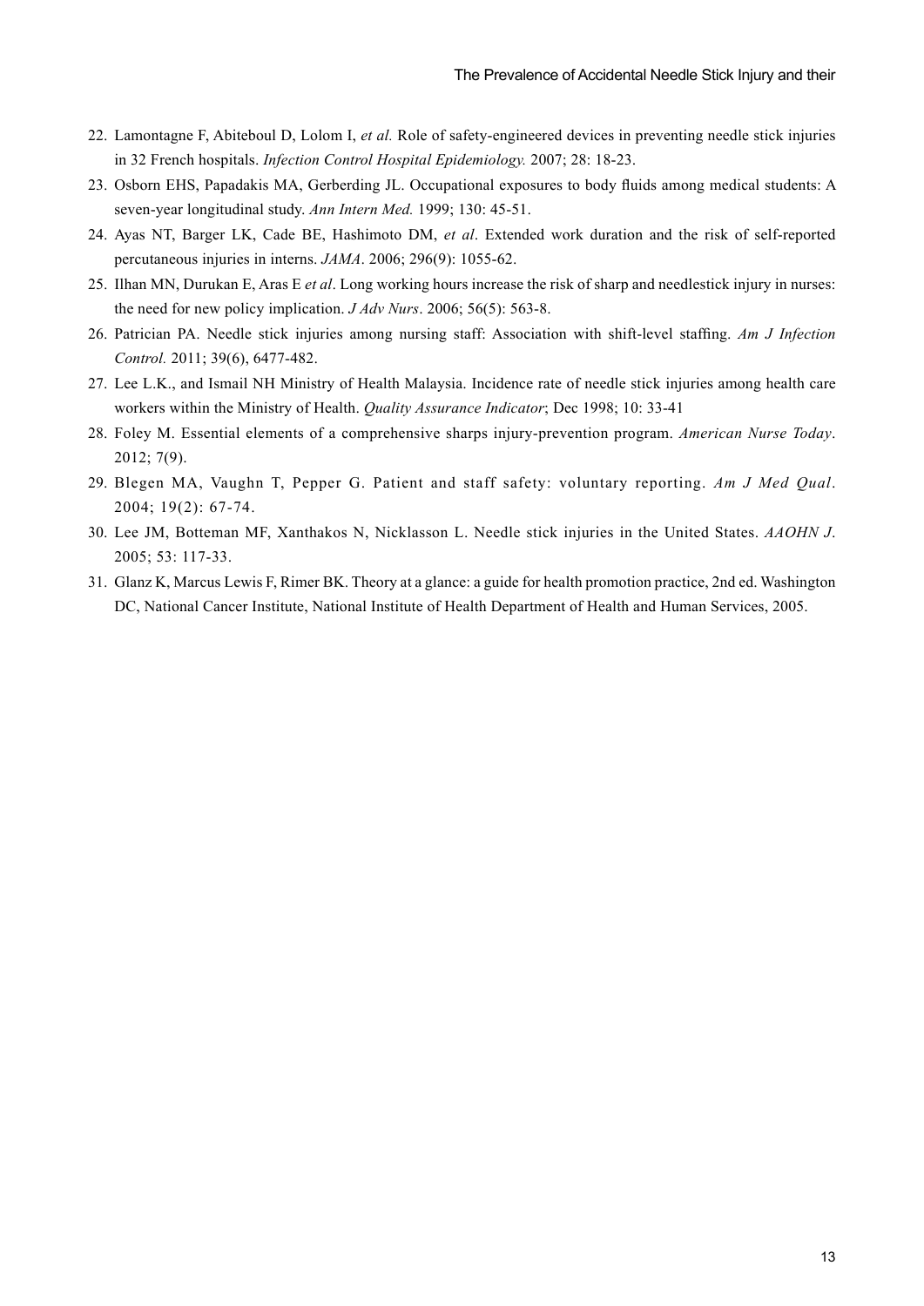22. Lamontagne F, Abiteboul D, Lolom I, *et al.* Role of safety-engineered devices in preventing needle stick injuries in 32 French hospitals. *Infection Control Hospital Epidemiology.* 2007; 28: 18-23.
23. Osborn EHS, Papadakis MA, Gerberding JL. Occupational exposures to body fluids among medical students: A seven-year longitudinal study. *Ann Intern Med.* 1999; 130: 45-51.
24. Ayas NT, Barger LK, Cade BE, Hashimoto DM, *et al*. Extended work duration and the risk of self-reported percutaneous injuries in interns. *JAMA*. 2006; 296(9): 1055-62.
25. Ilhan MN, Durukan E, Aras E *et al*. Long working hours increase the risk of sharp and needlestick injury in nurses: the need for new policy implication. *J Adv Nurs*. 2006; 56(5): 563-8.
26. Patrician PA. Needle stick injuries among nursing staff: Association with shift-level staffing. *Am J Infection Control.* 2011; 39(6), 6477-482.
27. Lee L.K., and Ismail NH Ministry of Health Malaysia. Incidence rate of needle stick injuries among health care workers within the Ministry of Health. *Quality Assurance Indicator*; Dec 1998; 10: 33-41
28. Foley M. Essential elements of a comprehensive sharps injury-prevention program. *American Nurse Today*. 2012; 7(9).
29. Blegen MA, Vaughn T, Pepper G. Patient and staff safety: voluntary reporting. *Am J Med Qual*. 2004; 19(2): 67-74.
30. Lee JM, Botteman MF, Xanthakos N, Nicklasson L. Needle stick injuries in the United States. *AAOHN J*. 2005; 53: 117-33.
31. Glanz K, Marcus Lewis F, Rimer BK. Theory at a glance: a guide for health promotion practice, 2nd ed. Washington DC, National Cancer Institute, National Institute of Health Department of Health and Human Services, 2005.